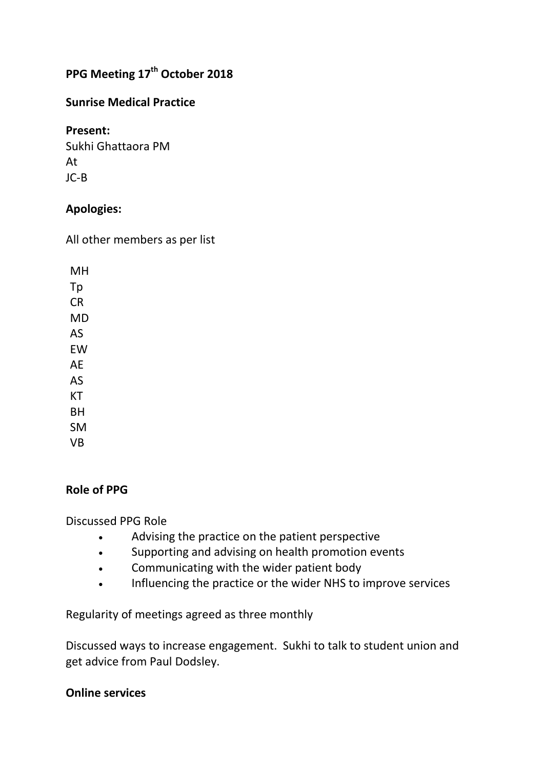**PPG Meeting 17th October 2018**

**Sunrise Medical Practice**

**Present:**

Sukhi Ghattaora PM
At
JC-B

**Apologies:**

All other members as per list

MH
Tp
CR
MD
AS
EW
AE
AS
KT
BH
SM
VB

**Role of PPG**

Discussed PPG Role

- Advising the practice on the patient perspective
- Supporting and advising on health promotion events
- Communicating with the wider patient body
- Influencing the practice or the wider NHS to improve services

Regularity of meetings agreed as three monthly

Discussed ways to increase engagement. Sukhi to talk to student union and get advice from Paul Dodsley.

**Online services**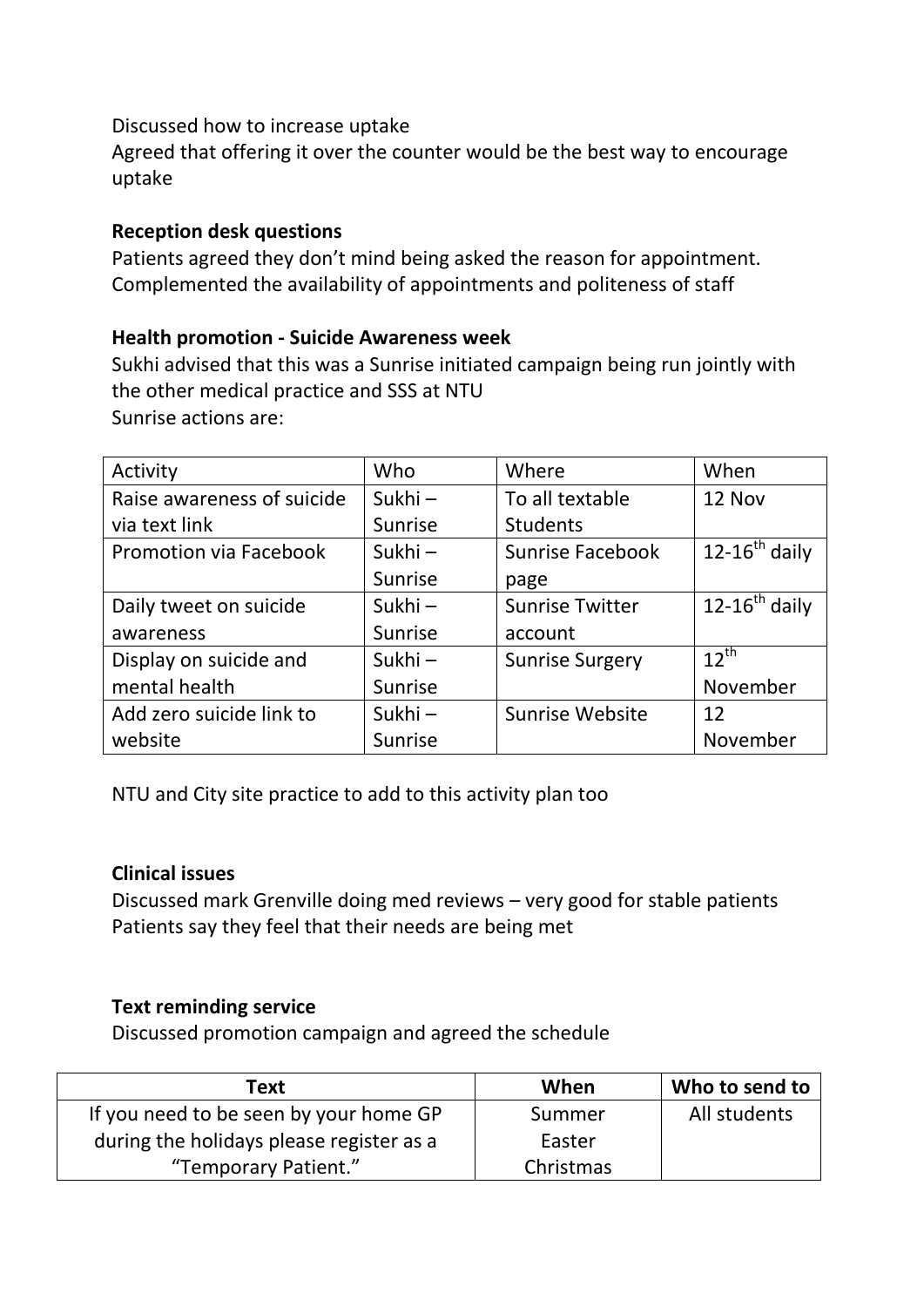Discussed how to increase uptake
Agreed that offering it over the counter would be the best way to encourage uptake

**Reception desk questions**
Patients agreed they don't mind being asked the reason for appointment.
Complemented the availability of appointments and politeness of staff

**Health promotion - Suicide Awareness week**
Sukhi advised that this was a Sunrise initiated campaign being run jointly with the other medical practice and SSS at NTU
Sunrise actions are:

| Activity | Who | Where | When |
|---|---|---|---|
| Raise awareness of suicide via text link | Sukhi – Sunrise | To all textable Students | 12 Nov |
| Promotion via Facebook | Sukhi – Sunrise | Sunrise Facebook page | 12-16th daily |
| Daily tweet on suicide awareness | Sukhi – Sunrise | Sunrise Twitter account | 12-16th daily |
| Display on suicide and mental health | Sukhi – Sunrise | Sunrise Surgery | 12th November |
| Add zero suicide link to website | Sukhi – Sunrise | Sunrise Website | 12 November |

NTU and City site practice to add to this activity plan too

**Clinical issues**
Discussed mark Grenville doing med reviews – very good for stable patients
Patients say they feel that their needs are being met

**Text reminding service**
Discussed promotion campaign and agreed the schedule

| Text | When | Who to send to |
|---|---|---|
| If you need to be seen by your home GP during the holidays please register as a "Temporary Patient." | Summer Easter Christmas | All students |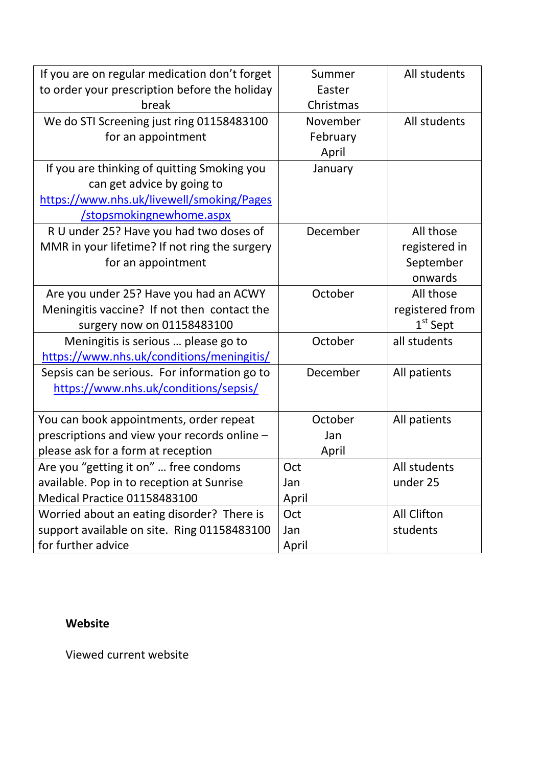| | | |
|---|---|---|
| If you are on regular medication don't forget to order your prescription before the holiday break | Summer<br>Easter<br>Christmas | All students |
| We do STI Screening just ring 01158483100 for an appointment | November<br>February<br>April | All students |
| If you are thinking of quitting Smoking you can get advice by going to https://www.nhs.uk/livewell/smoking/Pages/stopsmokingnewhome.aspx | January | |
| R U under 25? Have you had two doses of MMR in your lifetime? If not ring the surgery for an appointment | December | All those registered in September onwards |
| Are you under 25? Have you had an ACWY Meningitis vaccine? If not then contact the surgery now on 01158483100 | October | All those registered from 1st Sept |
| Meningitis is serious … please go to https://www.nhs.uk/conditions/meningitis/ | October | all students |
| Sepsis can be serious. For information go to https://www.nhs.uk/conditions/sepsis/ | December | All patients |
| You can book appointments, order repeat prescriptions and view your records online – please ask for a form at reception | October<br>Jan<br>April | All patients |
| Are you "getting it on" … free condoms available. Pop in to reception at Sunrise Medical Practice 01158483100 | Oct<br>Jan<br>April | All students under 25 |
| Worried about an eating disorder? There is support available on site. Ring 01158483100 for further advice | Oct<br>Jan<br>April | All Clifton students |

**Website**

Viewed current website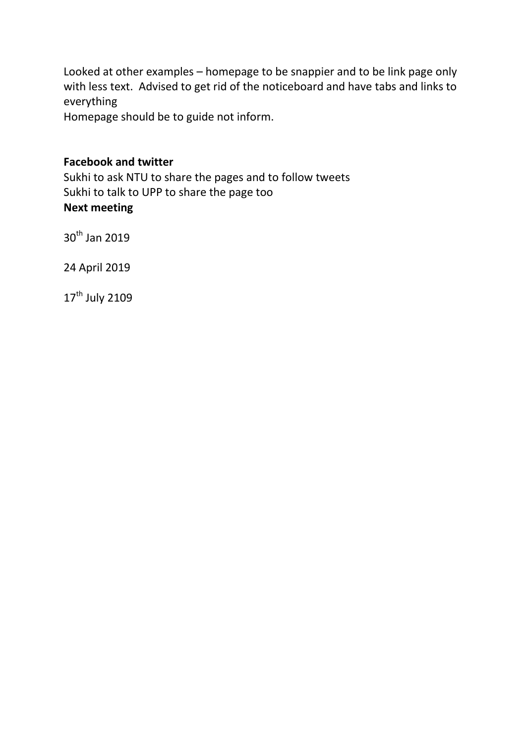Looked at other examples – homepage to be snappier and to be link page only with less text. Advised to get rid of the noticeboard and have tabs and links to everything
Homepage should be to guide not inform.

**Facebook and twitter**
Sukhi to ask NTU to share the pages and to follow tweets
Sukhi to talk to UPP to share the page too
**Next meeting**

30th Jan 2019

24 April 2019

17th July 2109